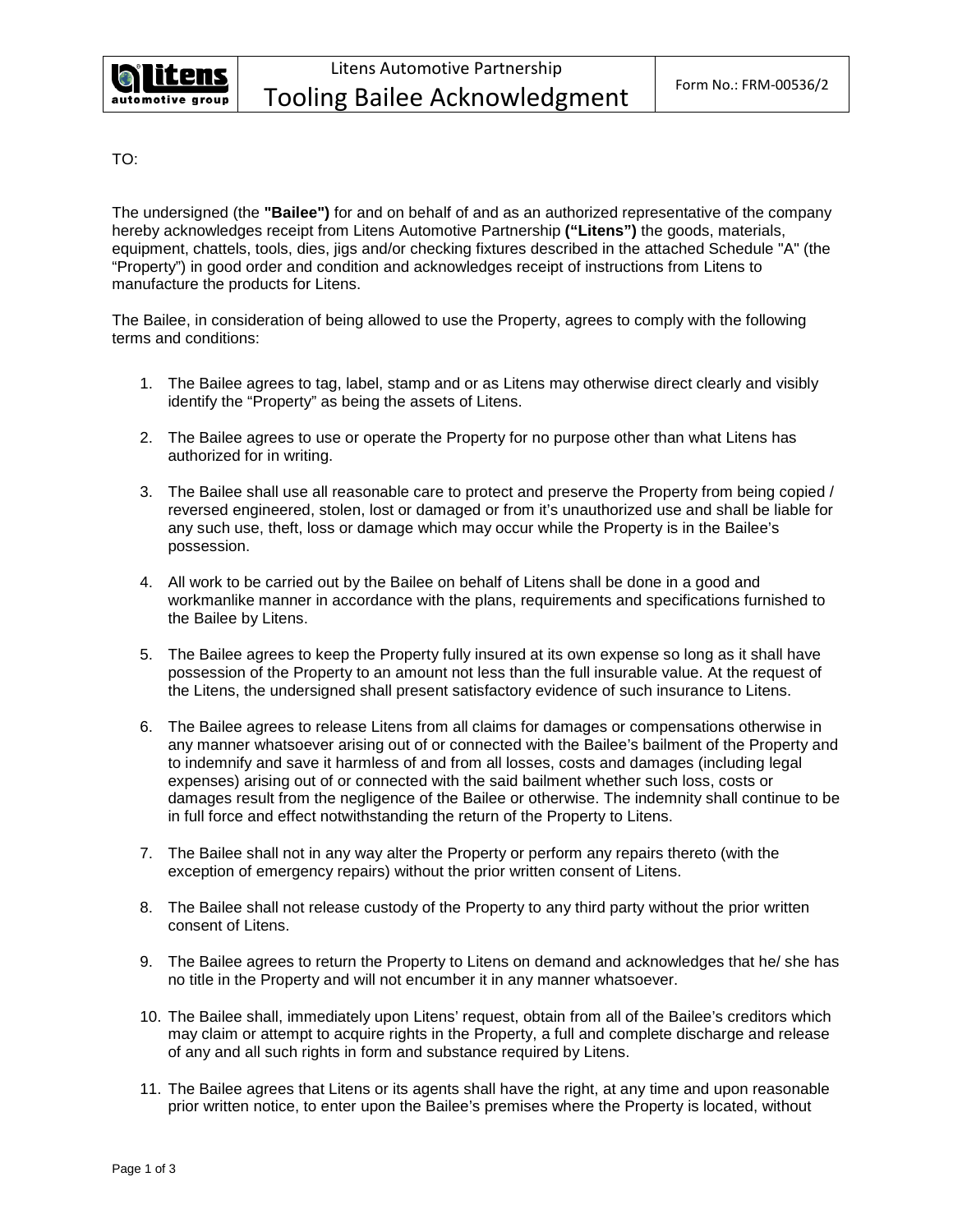Litens Automotive Partnership

# Tooling Bailee Acknowledgment

Form No.: FRM-00536/2

TO:

The undersigned (the **"Bailee")** for and on behalf of and as an authorized representative of the company hereby acknowledges receipt from Litens Automotive Partnership **("Litens")** the goods, materials, equipment, chattels, tools, dies, jigs and/or checking fixtures described in the attached Schedule "A" (the "Property") in good order and condition and acknowledges receipt of instructions from Litens to manufacture the products for Litens.

The Bailee, in consideration of being allowed to use the Property, agrees to comply with the following terms and conditions:

1. The Bailee agrees to tag, label, stamp and or as Litens may otherwise direct clearly and visibly identify the "Property" as being the assets of Litens.

2. The Bailee agrees to use or operate the Property for no purpose other than what Litens has authorized for in writing.

3. The Bailee shall use all reasonable care to protect and preserve the Property from being copied / reversed engineered, stolen, lost or damaged or from it's unauthorized use and shall be liable for any such use, theft, loss or damage which may occur while the Property is in the Bailee's possession.

4. All work to be carried out by the Bailee on behalf of Litens shall be done in a good and workmanlike manner in accordance with the plans, requirements and specifications furnished to the Bailee by Litens.

5. The Bailee agrees to keep the Property fully insured at its own expense so long as it shall have possession of the Property to an amount not less than the full insurable value. At the request of the Litens, the undersigned shall present satisfactory evidence of such insurance to Litens.

6. The Bailee agrees to release Litens from all claims for damages or compensations otherwise in any manner whatsoever arising out of or connected with the Bailee's bailment of the Property and to indemnify and save it harmless of and from all losses, costs and damages (including legal expenses) arising out of or connected with the said bailment whether such loss, costs or damages result from the negligence of the Bailee or otherwise. The indemnity shall continue to be in full force and effect notwithstanding the return of the Property to Litens.

7. The Bailee shall not in any way alter the Property or perform any repairs thereto (with the exception of emergency repairs) without the prior written consent of Litens.

8. The Bailee shall not release custody of the Property to any third party without the prior written consent of Litens.

9. The Bailee agrees to return the Property to Litens on demand and acknowledges that he/ she has no title in the Property and will not encumber it in any manner whatsoever.

10. The Bailee shall, immediately upon Litens' request, obtain from all of the Bailee's creditors which may claim or attempt to acquire rights in the Property, a full and complete discharge and release of any and all such rights in form and substance required by Litens.

11. The Bailee agrees that Litens or its agents shall have the right, at any time and upon reasonable prior written notice, to enter upon the Bailee's premises where the Property is located, without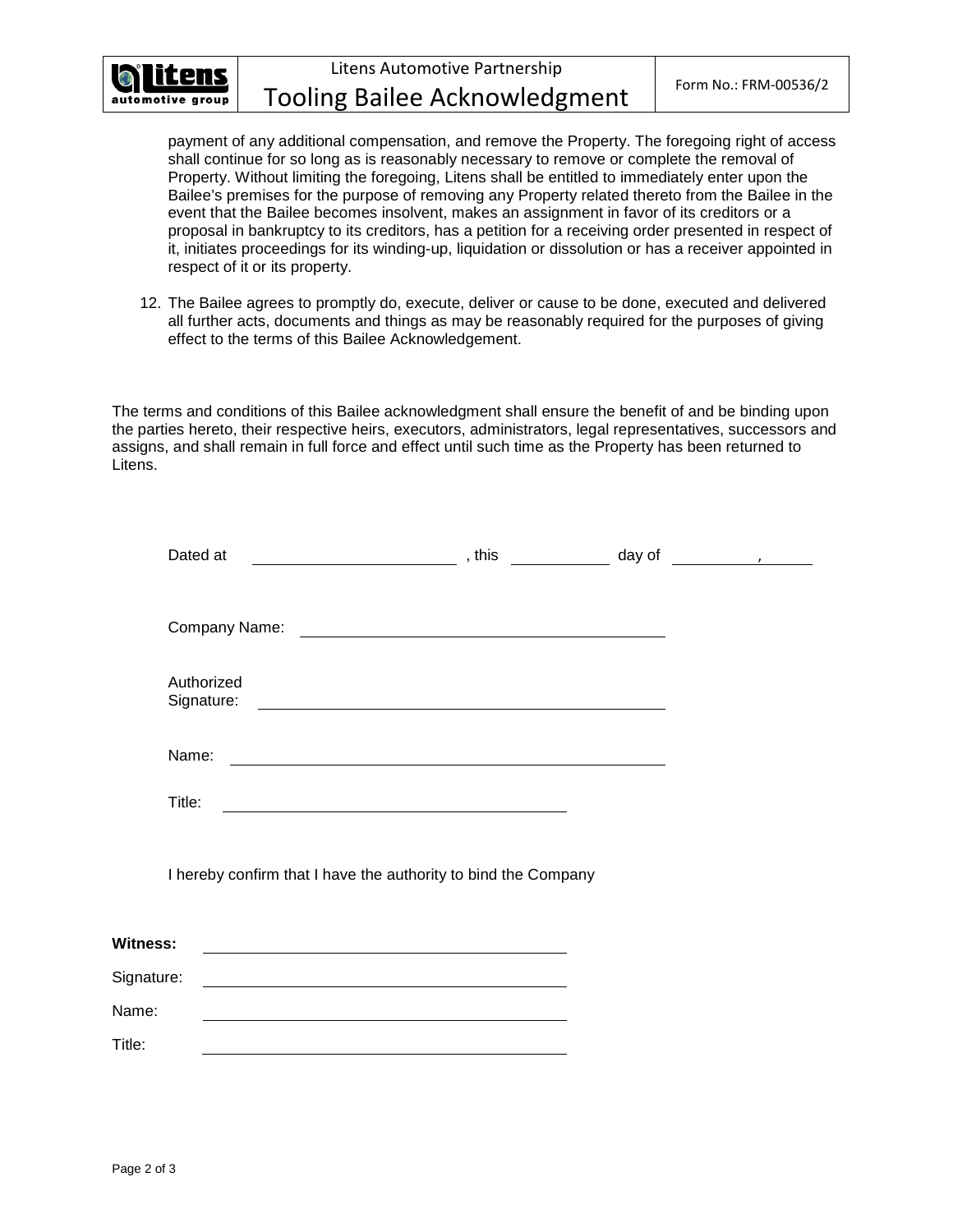payment of any additional compensation, and remove the Property. The foregoing right of access shall continue for so long as is reasonably necessary to remove or complete the removal of Property. Without limiting the foregoing, Litens shall be entitled to immediately enter upon the Bailee's premises for the purpose of removing any Property related thereto from the Bailee in the event that the Bailee becomes insolvent, makes an assignment in favor of its creditors or a proposal in bankruptcy to its creditors, has a petition for a receiving order presented in respect of it, initiates proceedings for its winding-up, liquidation or dissolution or has a receiver appointed in respect of it or its property.

12. The Bailee agrees to promptly do, execute, deliver or cause to be done, executed and delivered all further acts, documents and things as may be reasonably required for the purposes of giving effect to the terms of this Bailee Acknowledgement.

The terms and conditions of this Bailee acknowledgment shall ensure the benefit of and be binding upon the parties hereto, their respective heirs, executors, administrators, legal representatives, successors and assigns, and shall remain in full force and effect until such time as the Property has been returned to Litens.

Dated at ______________________, this __________ day of __________, ______

Company Name: ________________________________________

Authorized Signature: ________________________________________

Name: ________________________________________

Title: ______________________________________

I hereby confirm that I have the authority to bind the Company

**Witness:** ______________________________________

Signature: ______________________________________

Name: ______________________________________

Title: ______________________________________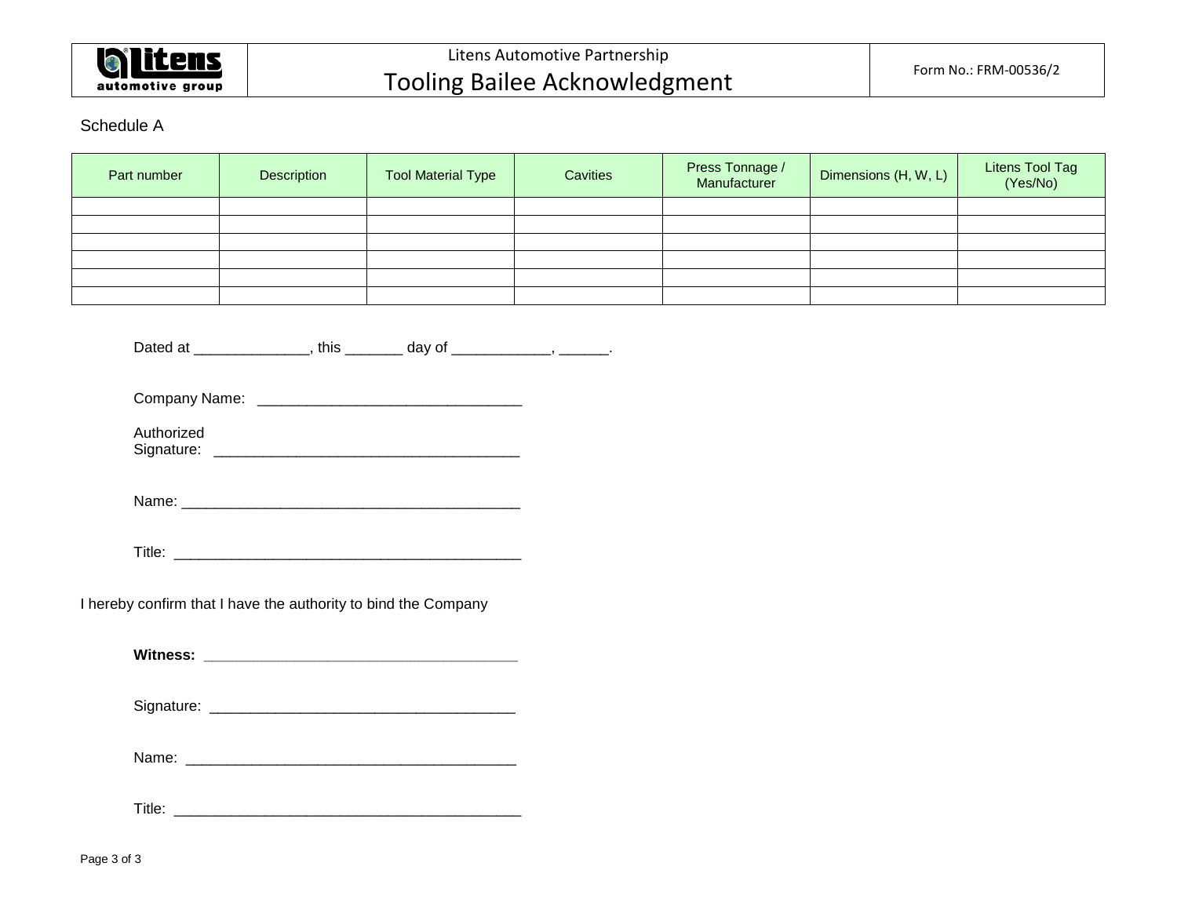| Litens automotive group | Litens Automotive Partnership<br>Tooling Bailee Acknowledgment | Form No.: FRM-00536/2 |
|---|---|---|

Schedule A

| Part number | Description | Tool Material Type | Cavities | Press Tonnage / Manufacturer | Dimensions (H, W, L) | Litens Tool Tag (Yes/No) |
|---|---|---|---|---|---|---|
| | | | | | | |
| | | | | | | |
| | | | | | | |
| | | | | | | |
| | | | | | | |
| | | | | | | |

Dated at ______________, this _______ day of ____________, ______.

Company Name: ________________________________

Authorized
Signature: ______________________________________

Name: __________________________________________

Title: ___________________________________________

I hereby confirm that I have the authority to bind the Company

**Witness:** _______________________________________

Signature: ______________________________________

Name: _________________________________________

Title: ___________________________________________